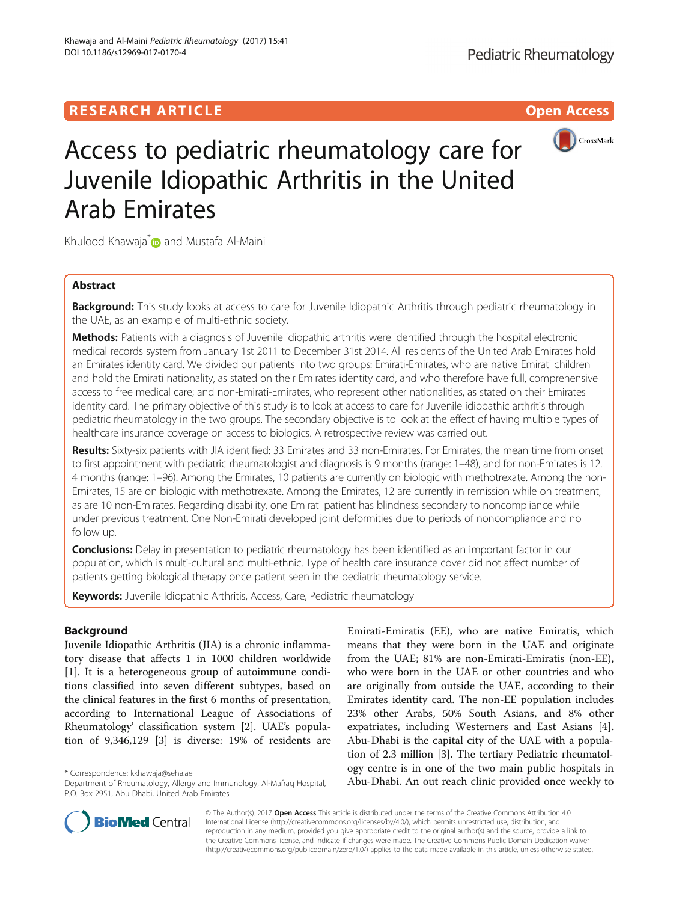RESEARCH ARTICLE

Open Access

# Access to pediatric rheumatology care for Juvenile Idiopathic Arthritis in the United Arab Emirates

Khulood Khawaja* and Mustafa Al-Maini

## Abstract

**Background:** This study looks at access to care for Juvenile Idiopathic Arthritis through pediatric rheumatology in the UAE, as an example of multi-ethnic society.

**Methods:** Patients with a diagnosis of Juvenile idiopathic arthritis were identified through the hospital electronic medical records system from January 1st 2011 to December 31st 2014. All residents of the United Arab Emirates hold an Emirates identity card. We divided our patients into two groups: Emirati-Emirates, who are native Emirati children and hold the Emirati nationality, as stated on their Emirates identity card, and who therefore have full, comprehensive access to free medical care; and non-Emirati-Emirates, who represent other nationalities, as stated on their Emirates identity card. The primary objective of this study is to look at access to care for Juvenile idiopathic arthritis through pediatric rheumatology in the two groups. The secondary objective is to look at the effect of having multiple types of healthcare insurance coverage on access to biologics. A retrospective review was carried out.

**Results:** Sixty-six patients with JIA identified: 33 Emirates and 33 non-Emirates. For Emirates, the mean time from onset to first appointment with pediatric rheumatologist and diagnosis is 9 months (range: 1–48), and for non-Emirates is 12.4 months (range: 1–96). Among the Emirates, 10 patients are currently on biologic with methotrexate. Among the non-Emirates, 15 are on biologic with methotrexate. Among the Emirates, 12 are currently in remission while on treatment, as are 10 non-Emirates. Regarding disability, one Emirati patient has blindness secondary to noncompliance while under previous treatment. One Non-Emirati developed joint deformities due to periods of noncompliance and no follow up.

**Conclusions:** Delay in presentation to pediatric rheumatology has been identified as an important factor in our population, which is multi-cultural and multi-ethnic. Type of health care insurance cover did not affect number of patients getting biological therapy once patient seen in the pediatric rheumatology service.

**Keywords:** Juvenile Idiopathic Arthritis, Access, Care, Pediatric rheumatology

## Background

Juvenile Idiopathic Arthritis (JIA) is a chronic inflammatory disease that affects 1 in 1000 children worldwide [1]. It is a heterogeneous group of autoimmune conditions classified into seven different subtypes, based on the clinical features in the first 6 months of presentation, according to International League of Associations of Rheumatology' classification system [2]. UAE's population of 9,346,129 [3] is diverse: 19% of residents are Emirati-Emiratis (EE), who are native Emiratis, which means that they were born in the UAE and originate from the UAE; 81% are non-Emirati-Emiratis (non-EE), who were born in the UAE or other countries and who are originally from outside the UAE, according to their Emirates identity card. The non-EE population includes 23% other Arabs, 50% South Asians, and 8% other expatriates, including Westerners and East Asians [4]. Abu-Dhabi is the capital city of the UAE with a population of 2.3 million [3]. The tertiary Pediatric rheumatology centre is in one of the two main public hospitals in Abu-Dhabi. An out reach clinic provided once weekly to

* Correspondence: kkhawaja@seha.ae
Department of Rheumatology, Allergy and Immunology, Al-Mafraq Hospital, P.O. Box 2951, Abu Dhabi, United Arab Emirates

© The Author(s). 2017 **Open Access** This article is distributed under the terms of the Creative Commons Attribution 4.0 International License (http://creativecommons.org/licenses/by/4.0/), which permits unrestricted use, distribution, and reproduction in any medium, provided you give appropriate credit to the original author(s) and the source, provide a link to the Creative Commons license, and indicate if changes were made. The Creative Commons Public Domain Dedication waiver (http://creativecommons.org/publicdomain/zero/1.0/) applies to the data made available in this article, unless otherwise stated.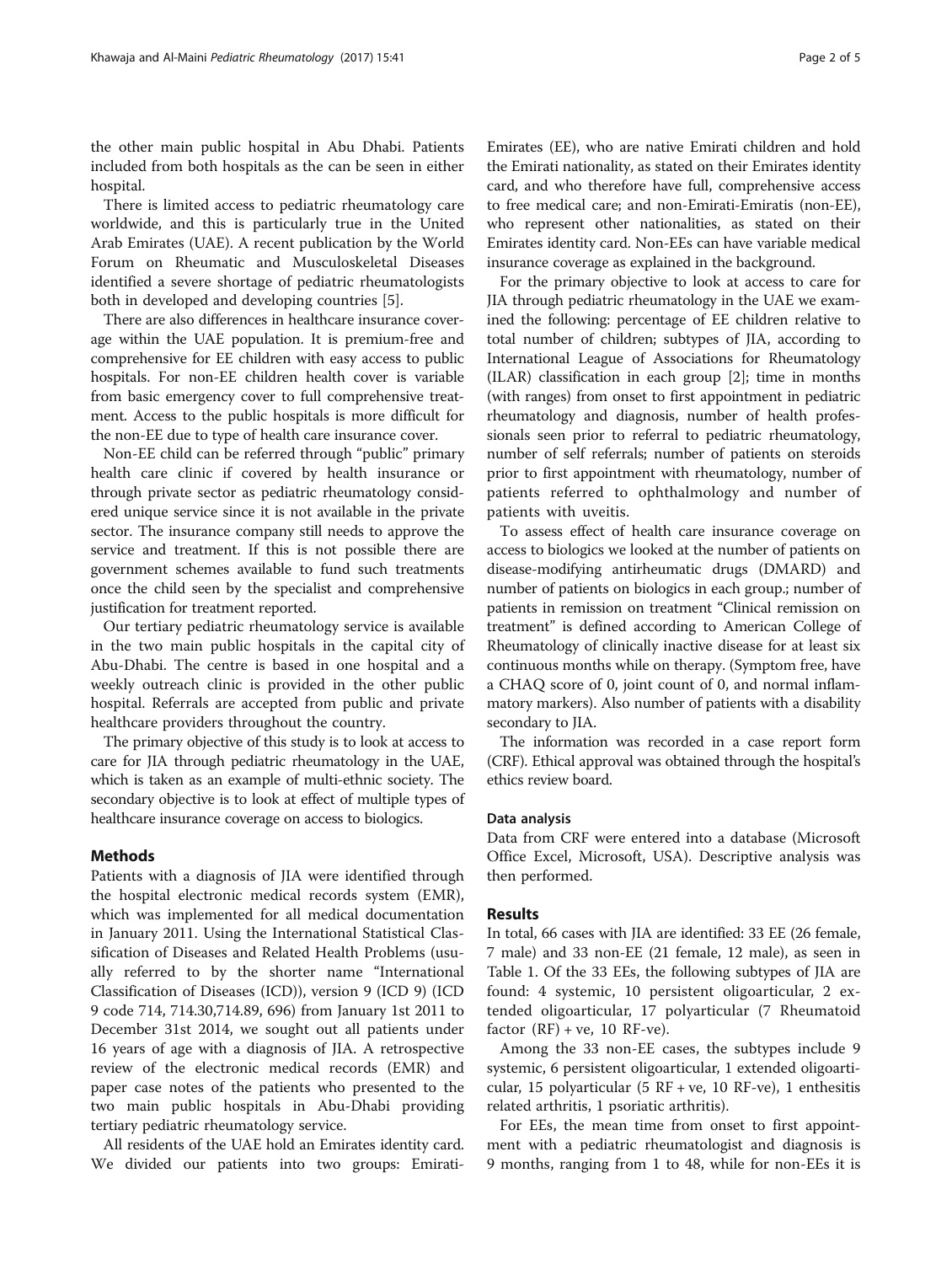the other main public hospital in Abu Dhabi. Patients included from both hospitals as the can be seen in either hospital.

There is limited access to pediatric rheumatology care worldwide, and this is particularly true in the United Arab Emirates (UAE). A recent publication by the World Forum on Rheumatic and Musculoskeletal Diseases identified a severe shortage of pediatric rheumatologists both in developed and developing countries [5].

There are also differences in healthcare insurance coverage within the UAE population. It is premium-free and comprehensive for EE children with easy access to public hospitals. For non-EE children health cover is variable from basic emergency cover to full comprehensive treatment. Access to the public hospitals is more difficult for the non-EE due to type of health care insurance cover.

Non-EE child can be referred through "public" primary health care clinic if covered by health insurance or through private sector as pediatric rheumatology considered unique service since it is not available in the private sector. The insurance company still needs to approve the service and treatment. If this is not possible there are government schemes available to fund such treatments once the child seen by the specialist and comprehensive justification for treatment reported.

Our tertiary pediatric rheumatology service is available in the two main public hospitals in the capital city of Abu-Dhabi. The centre is based in one hospital and a weekly outreach clinic is provided in the other public hospital. Referrals are accepted from public and private healthcare providers throughout the country.

The primary objective of this study is to look at access to care for JIA through pediatric rheumatology in the UAE, which is taken as an example of multi-ethnic society. The secondary objective is to look at effect of multiple types of healthcare insurance coverage on access to biologics.

## Methods

Patients with a diagnosis of JIA were identified through the hospital electronic medical records system (EMR), which was implemented for all medical documentation in January 2011. Using the International Statistical Classification of Diseases and Related Health Problems (usually referred to by the shorter name "International Classification of Diseases (ICD)), version 9 (ICD 9) (ICD 9 code 714, 714.30,714.89, 696) from January 1st 2011 to December 31st 2014, we sought out all patients under 16 years of age with a diagnosis of JIA. A retrospective review of the electronic medical records (EMR) and paper case notes of the patients who presented to the two main public hospitals in Abu-Dhabi providing tertiary pediatric rheumatology service.

All residents of the UAE hold an Emirates identity card. We divided our patients into two groups: Emirati-Emirates (EE), who are native Emirati children and hold the Emirati nationality, as stated on their Emirates identity card, and who therefore have full, comprehensive access to free medical care; and non-Emirati-Emiratis (non-EE), who represent other nationalities, as stated on their Emirates identity card. Non-EEs can have variable medical insurance coverage as explained in the background.

For the primary objective to look at access to care for JIA through pediatric rheumatology in the UAE we examined the following: percentage of EE children relative to total number of children; subtypes of JIA, according to International League of Associations for Rheumatology (ILAR) classification in each group [2]; time in months (with ranges) from onset to first appointment in pediatric rheumatology and diagnosis, number of health professionals seen prior to referral to pediatric rheumatology, number of self referrals; number of patients on steroids prior to first appointment with rheumatology, number of patients referred to ophthalmology and number of patients with uveitis.

To assess effect of health care insurance coverage on access to biologics we looked at the number of patients on disease-modifying antirheumatic drugs (DMARD) and number of patients on biologics in each group.; number of patients in remission on treatment "Clinical remission on treatment" is defined according to American College of Rheumatology of clinically inactive disease for at least six continuous months while on therapy. (Symptom free, have a CHAQ score of 0, joint count of 0, and normal inflammatory markers). Also number of patients with a disability secondary to JIA.

The information was recorded in a case report form (CRF). Ethical approval was obtained through the hospital's ethics review board.

### Data analysis

Data from CRF were entered into a database (Microsoft Office Excel, Microsoft, USA). Descriptive analysis was then performed.

## Results

In total, 66 cases with JIA are identified: 33 EE (26 female, 7 male) and 33 non-EE (21 female, 12 male), as seen in Table 1. Of the 33 EEs, the following subtypes of JIA are found: 4 systemic, 10 persistent oligoarticular, 2 extended oligoarticular, 17 polyarticular (7 Rheumatoid factor (RF) + ve, 10 RF-ve).

Among the 33 non-EE cases, the subtypes include 9 systemic, 6 persistent oligoarticular, 1 extended oligoarticular, 15 polyarticular (5 RF + ve, 10 RF-ve), 1 enthesitis related arthritis, 1 psoriatic arthritis).

For EEs, the mean time from onset to first appointment with a pediatric rheumatologist and diagnosis is 9 months, ranging from 1 to 48, while for non-EEs it is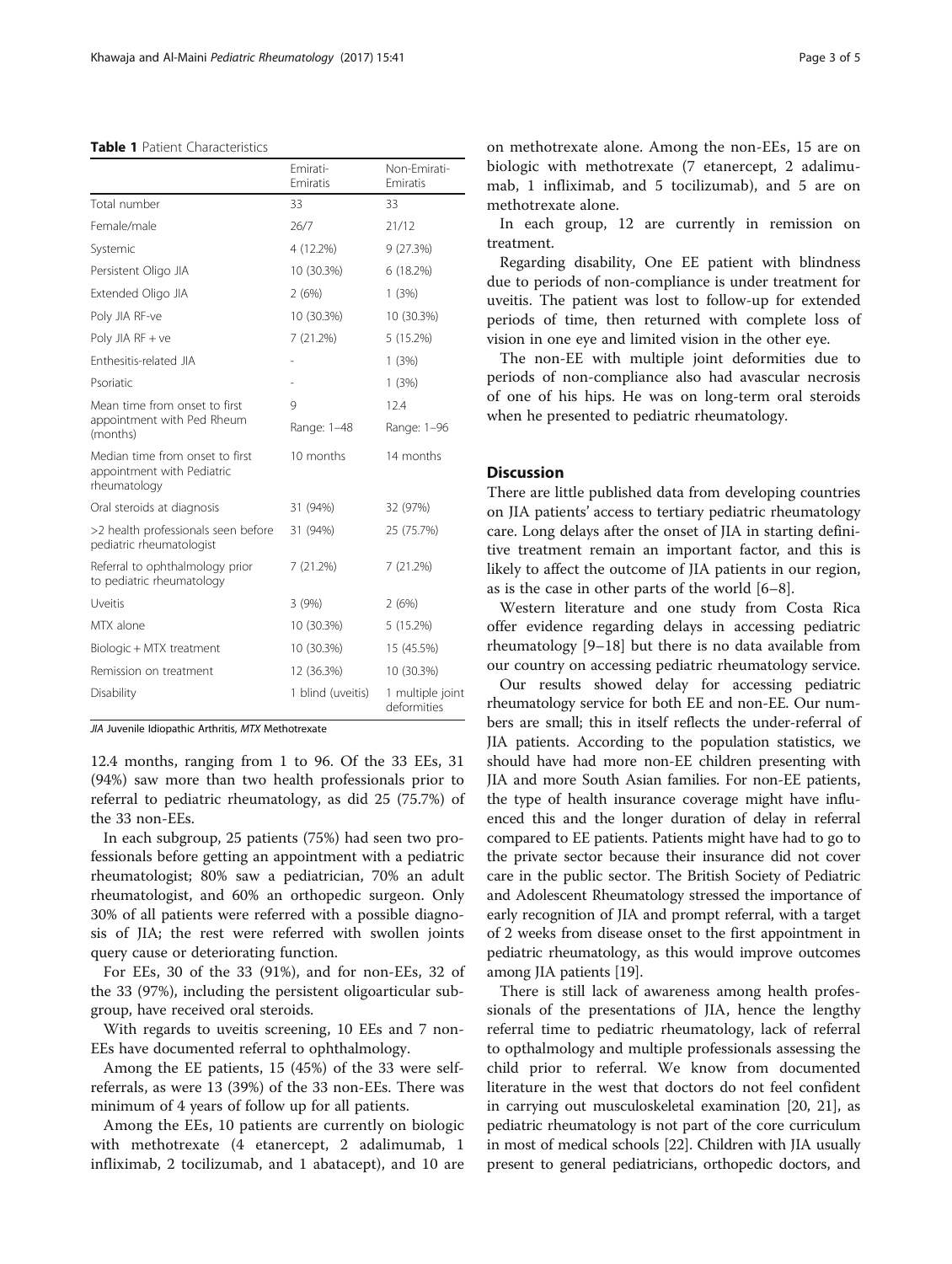**Table 1** Patient Characteristics

| | Emirati-Emiratis | Non-Emirati-Emiratis |
|---|---|---|
| Total number | 33 | 33 |
| Female/male | 26/7 | 21/12 |
| Systemic | 4 (12.2%) | 9 (27.3%) |
| Persistent Oligo JIA | 10 (30.3%) | 6 (18.2%) |
| Extended Oligo JIA | 2 (6%) | 1 (3%) |
| Poly JIA RF-ve | 10 (30.3%) | 10 (30.3%) |
| Poly JIA RF + ve | 7 (21.2%) | 5 (15.2%) |
| Enthesitis-related JIA | - | 1 (3%) |
| Psoriatic | - | 1 (3%) |
| Mean time from onset to first appointment with Ped Rheum (months) | 9<br>Range: 1–48 | 12.4<br>Range: 1–96 |
| Median time from onset to first appointment with Pediatric rheumatology | 10 months | 14 months |
| Oral steroids at diagnosis | 31 (94%) | 32 (97%) |
| >2 health professionals seen before pediatric rheumatologist | 31 (94%) | 25 (75.7%) |
| Referral to ophthalmology prior to pediatric rheumatology | 7 (21.2%) | 7 (21.2%) |
| Uveitis | 3 (9%) | 2 (6%) |
| MTX alone | 10 (30.3%) | 5 (15.2%) |
| Biologic + MTX treatment | 10 (30.3%) | 15 (45.5%) |
| Remission on treatment | 12 (36.3%) | 10 (30.3%) |
| Disability | 1 blind (uveitis) | 1 multiple joint deformities |

*JIA* Juvenile Idiopathic Arthritis, *MTX* Methotrexate

12.4 months, ranging from 1 to 96. Of the 33 EEs, 31 (94%) saw more than two health professionals prior to referral to pediatric rheumatology, as did 25 (75.7%) of the 33 non-EEs.

In each subgroup, 25 patients (75%) had seen two professionals before getting an appointment with a pediatric rheumatologist; 80% saw a pediatrician, 70% an adult rheumatologist, and 60% an orthopedic surgeon. Only 30% of all patients were referred with a possible diagnosis of JIA; the rest were referred with swollen joints query cause or deteriorating function.

For EEs, 30 of the 33 (91%), and for non-EEs, 32 of the 33 (97%), including the persistent oligoarticular subgroup, have received oral steroids.

With regards to uveitis screening, 10 EEs and 7 non-EEs have documented referral to ophthalmology.

Among the EE patients, 15 (45%) of the 33 were self-referrals, as were 13 (39%) of the 33 non-EEs. There was minimum of 4 years of follow up for all patients.

Among the EEs, 10 patients are currently on biologic with methotrexate (4 etanercept, 2 adalimumab, 1 infliximab, 2 tocilizumab, and 1 abatacept), and 10 are on methotrexate alone. Among the non-EEs, 15 are on biologic with methotrexate (7 etanercept, 2 adalimumab, 1 infliximab, and 5 tocilizumab), and 5 are on methotrexate alone.

In each group, 12 are currently in remission on treatment.

Regarding disability, One EE patient with blindness due to periods of non-compliance is under treatment for uveitis. The patient was lost to follow-up for extended periods of time, then returned with complete loss of vision in one eye and limited vision in the other eye.

The non-EE with multiple joint deformities due to periods of non-compliance also had avascular necrosis of one of his hips. He was on long-term oral steroids when he presented to pediatric rheumatology.

## Discussion

There are little published data from developing countries on JIA patients' access to tertiary pediatric rheumatology care. Long delays after the onset of JIA in starting definitive treatment remain an important factor, and this is likely to affect the outcome of JIA patients in our region, as is the case in other parts of the world [6–8].

Western literature and one study from Costa Rica offer evidence regarding delays in accessing pediatric rheumatology [9–18] but there is no data available from our country on accessing pediatric rheumatology service.

Our results showed delay for accessing pediatric rheumatology service for both EE and non-EE. Our numbers are small; this in itself reflects the under-referral of JIA patients. According to the population statistics, we should have had more non-EE children presenting with JIA and more South Asian families. For non-EE patients, the type of health insurance coverage might have influenced this and the longer duration of delay in referral compared to EE patients. Patients might have had to go to the private sector because their insurance did not cover care in the public sector. The British Society of Pediatric and Adolescent Rheumatology stressed the importance of early recognition of JIA and prompt referral, with a target of 2 weeks from disease onset to the first appointment in pediatric rheumatology, as this would improve outcomes among JIA patients [19].

There is still lack of awareness among health professionals of the presentations of JIA, hence the lengthy referral time to pediatric rheumatology, lack of referral to opthalmology and multiple professionals assessing the child prior to referral. We know from documented literature in the west that doctors do not feel confident in carrying out musculoskeletal examination [20, 21], as pediatric rheumatology is not part of the core curriculum in most of medical schools [22]. Children with JIA usually present to general pediatricians, orthopedic doctors, and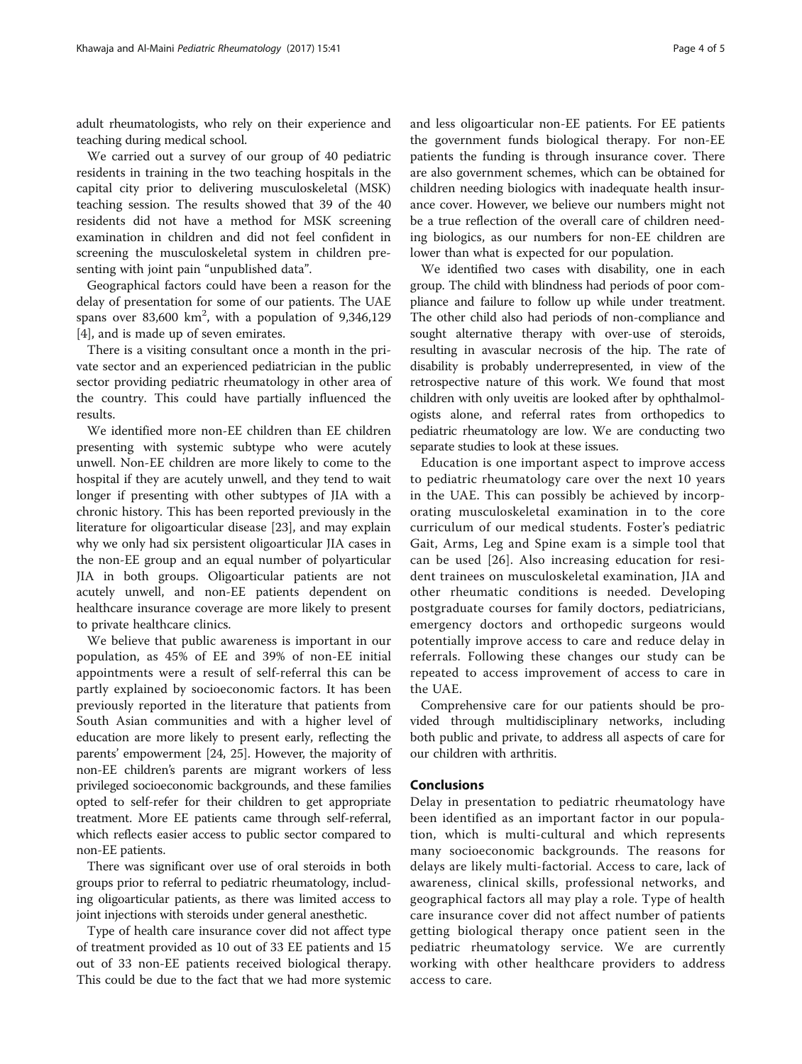adult rheumatologists, who rely on their experience and teaching during medical school.

We carried out a survey of our group of 40 pediatric residents in training in the two teaching hospitals in the capital city prior to delivering musculoskeletal (MSK) teaching session. The results showed that 39 of the 40 residents did not have a method for MSK screening examination in children and did not feel confident in screening the musculoskeletal system in children presenting with joint pain "unpublished data".

Geographical factors could have been a reason for the delay of presentation for some of our patients. The UAE spans over 83,600 km$^2$, with a population of 9,346,129 [4], and is made up of seven emirates.

There is a visiting consultant once a month in the private sector and an experienced pediatrician in the public sector providing pediatric rheumatology in other area of the country. This could have partially influenced the results.

We identified more non-EE children than EE children presenting with systemic subtype who were acutely unwell. Non-EE children are more likely to come to the hospital if they are acutely unwell, and they tend to wait longer if presenting with other subtypes of JIA with a chronic history. This has been reported previously in the literature for oligoarticular disease [23], and may explain why we only had six persistent oligoarticular JIA cases in the non-EE group and an equal number of polyarticular JIA in both groups. Oligoarticular patients are not acutely unwell, and non-EE patients dependent on healthcare insurance coverage are more likely to present to private healthcare clinics.

We believe that public awareness is important in our population, as 45% of EE and 39% of non-EE initial appointments were a result of self-referral this can be partly explained by socioeconomic factors. It has been previously reported in the literature that patients from South Asian communities and with a higher level of education are more likely to present early, reflecting the parents' empowerment [24, 25]. However, the majority of non-EE children's parents are migrant workers of less privileged socioeconomic backgrounds, and these families opted to self-refer for their children to get appropriate treatment. More EE patients came through self-referral, which reflects easier access to public sector compared to non-EE patients.

There was significant over use of oral steroids in both groups prior to referral to pediatric rheumatology, including oligoarticular patients, as there was limited access to joint injections with steroids under general anesthetic.

Type of health care insurance cover did not affect type of treatment provided as 10 out of 33 EE patients and 15 out of 33 non-EE patients received biological therapy. This could be due to the fact that we had more systemic and less oligoarticular non-EE patients. For EE patients the government funds biological therapy. For non-EE patients the funding is through insurance cover. There are also government schemes, which can be obtained for children needing biologics with inadequate health insurance cover. However, we believe our numbers might not be a true reflection of the overall care of children needing biologics, as our numbers for non-EE children are lower than what is expected for our population.

We identified two cases with disability, one in each group. The child with blindness had periods of poor compliance and failure to follow up while under treatment. The other child also had periods of non-compliance and sought alternative therapy with over-use of steroids, resulting in avascular necrosis of the hip. The rate of disability is probably underrepresented, in view of the retrospective nature of this work. We found that most children with only uveitis are looked after by ophthalmologists alone, and referral rates from orthopedics to pediatric rheumatology are low. We are conducting two separate studies to look at these issues.

Education is one important aspect to improve access to pediatric rheumatology care over the next 10 years in the UAE. This can possibly be achieved by incorporating musculoskeletal examination in to the core curriculum of our medical students. Foster's pediatric Gait, Arms, Leg and Spine exam is a simple tool that can be used [26]. Also increasing education for resident trainees on musculoskeletal examination, JIA and other rheumatic conditions is needed. Developing postgraduate courses for family doctors, pediatricians, emergency doctors and orthopedic surgeons would potentially improve access to care and reduce delay in referrals. Following these changes our study can be repeated to access improvement of access to care in the UAE.

Comprehensive care for our patients should be provided through multidisciplinary networks, including both public and private, to address all aspects of care for our children with arthritis.

## Conclusions

Delay in presentation to pediatric rheumatology have been identified as an important factor in our population, which is multi-cultural and which represents many socioeconomic backgrounds. The reasons for delays are likely multi-factorial. Access to care, lack of awareness, clinical skills, professional networks, and geographical factors all may play a role. Type of health care insurance cover did not affect number of patients getting biological therapy once patient seen in the pediatric rheumatology service. We are currently working with other healthcare providers to address access to care.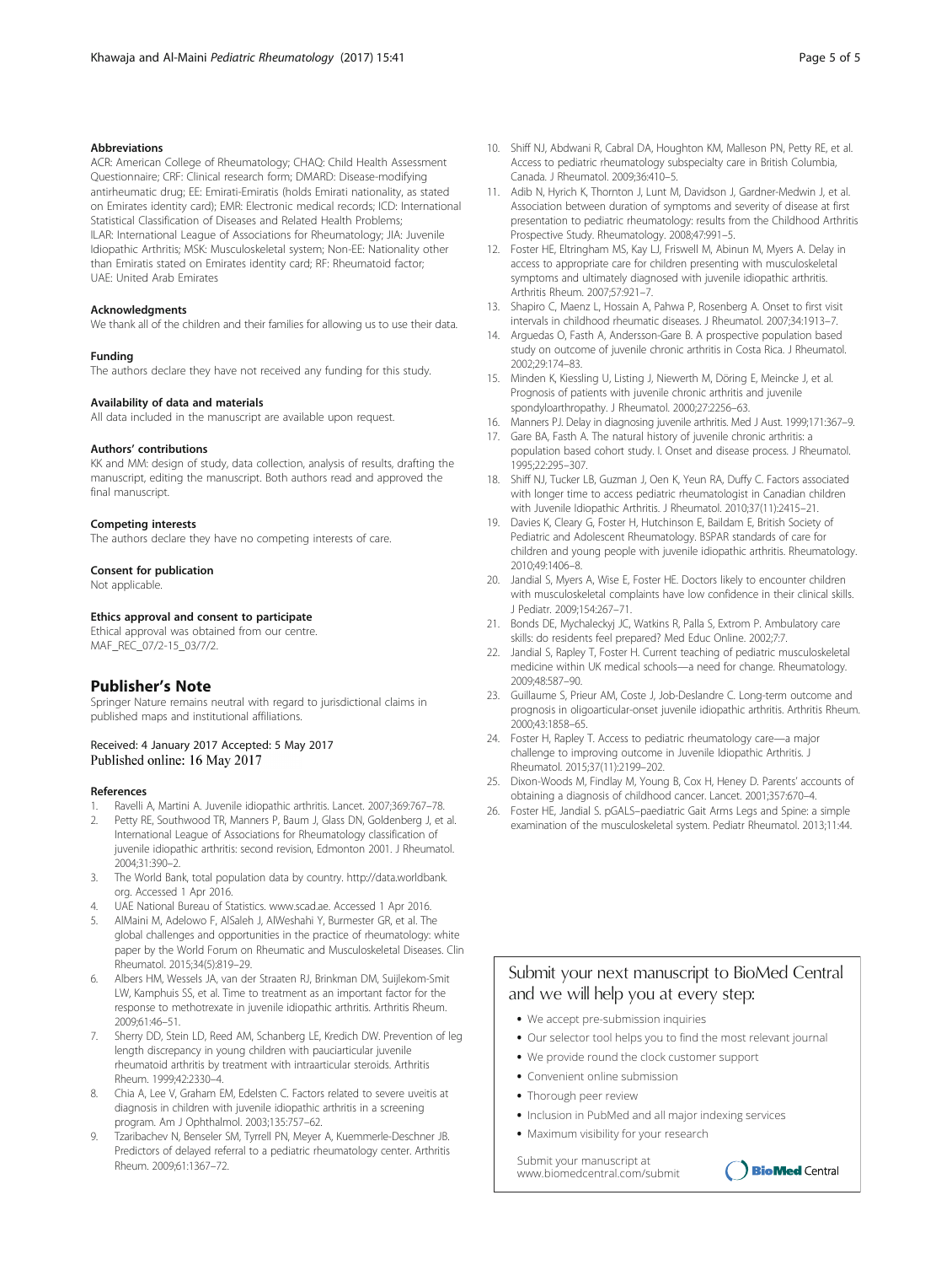#### Abbreviations

ACR: American College of Rheumatology; CHAQ: Child Health Assessment Questionnaire; CRF: Clinical research form; DMARD: Disease-modifying antirheumatic drug; EE: Emirati-Emiratis (holds Emirati nationality, as stated on Emirates identity card); EMR: Electronic medical records; ICD: International Statistical Classification of Diseases and Related Health Problems; ILAR: International League of Associations for Rheumatology; JIA: Juvenile Idiopathic Arthritis; MSK: Musculoskeletal system; Non-EE: Nationality other than Emiratis stated on Emirates identity card; RF: Rheumatoid factor; UAE: United Arab Emirates

#### Acknowledgments

We thank all of the children and their families for allowing us to use their data.

#### Funding

The authors declare they have not received any funding for this study.

#### Availability of data and materials

All data included in the manuscript are available upon request.

#### Authors' contributions

KK and MM: design of study, data collection, analysis of results, drafting the manuscript, editing the manuscript. Both authors read and approved the final manuscript.

#### Competing interests

The authors declare they have no competing interests of care.

#### Consent for publication

Not applicable.

#### Ethics approval and consent to participate

Ethical approval was obtained from our centre. MAF_REC_07/2-15_03/7/2.

## Publisher's Note

Springer Nature remains neutral with regard to jurisdictional claims in published maps and institutional affiliations.

Received: 4 January 2017 Accepted: 5 May 2017
Published online: 16 May 2017

#### References

1. Ravelli A, Martini A. Juvenile idiopathic arthritis. Lancet. 2007;369:767–78.
2. Petty RE, Southwood TR, Manners P, Baum J, Glass DN, Goldenberg J, et al. International League of Associations for Rheumatology classification of juvenile idiopathic arthritis: second revision, Edmonton 2001. J Rheumatol. 2004;31:390–2.
3. The World Bank, total population data by country. http://data.worldbank.org. Accessed 1 Apr 2016.
4. UAE National Bureau of Statistics. www.scad.ae. Accessed 1 Apr 2016.
5. AlMaini M, Adelowo F, AlSaleh J, AlWeshahi Y, Burmester GR, et al. The global challenges and opportunities in the practice of rheumatology: white paper by the World Forum on Rheumatic and Musculoskeletal Diseases. Clin Rheumatol. 2015;34(5):819–29.
6. Albers HM, Wessels JA, van der Straaten RJ, Brinkman DM, Suijlekom-Smit LW, Kamphuis SS, et al. Time to treatment as an important factor for the response to methotrexate in juvenile idiopathic arthritis. Arthritis Rheum. 2009;61:46–51.
7. Sherry DD, Stein LD, Reed AM, Schanberg LE, Kredich DW. Prevention of leg length discrepancy in young children with pauciarticular juvenile rheumatoid arthritis by treatment with intraarticular steroids. Arthritis Rheum. 1999;42:2330–4.
8. Chia A, Lee V, Graham EM, Edelsten C. Factors related to severe uveitis at diagnosis in children with juvenile idiopathic arthritis in a screening program. Am J Ophthalmol. 2003;135:757–62.
9. Tzaribachev N, Benseler SM, Tyrrell PN, Meyer A, Kuemmerle-Deschner JB. Predictors of delayed referral to a pediatric rheumatology center. Arthritis Rheum. 2009;61:1367–72.
10. Shiff NJ, Abdwani R, Cabral DA, Houghton KM, Malleson PN, Petty RE, et al. Access to pediatric rheumatology subspecialty care in British Columbia, Canada. J Rheumatol. 2009;36:410–5.
11. Adib N, Hyrich K, Thornton J, Lunt M, Davidson J, Gardner-Medwin J, et al. Association between duration of symptoms and severity of disease at first presentation to pediatric rheumatology: results from the Childhood Arthritis Prospective Study. Rheumatology. 2008;47:991–5.
12. Foster HE, Eltringham MS, Kay LJ, Friswell M, Abinun M, Myers A. Delay in access to appropriate care for children presenting with musculoskeletal symptoms and ultimately diagnosed with juvenile idiopathic arthritis. Arthritis Rheum. 2007;57:921–7.
13. Shapiro C, Maenz L, Hossain A, Pahwa P, Rosenberg A. Onset to first visit intervals in childhood rheumatic diseases. J Rheumatol. 2007;34:1913–7.
14. Arguedas O, Fasth A, Andersson-Gare B. A prospective population based study on outcome of juvenile chronic arthritis in Costa Rica. J Rheumatol. 2002;29:174–83.
15. Minden K, Kiessling U, Listing J, Niewerth M, Döring E, Meincke J, et al. Prognosis of patients with juvenile chronic arthritis and juvenile spondyloarthropathy. J Rheumatol. 2000;27:2256–63.
16. Manners PJ. Delay in diagnosing juvenile arthritis. Med J Aust. 1999;171:367–9.
17. Gare BA, Fasth A. The natural history of juvenile chronic arthritis: a population based cohort study. I. Onset and disease process. J Rheumatol. 1995;22:295–307.
18. Shiff NJ, Tucker LB, Guzman J, Oen K, Yeun RA, Duffy C. Factors associated with longer time to access pediatric rheumatologist in Canadian children with Juvenile Idiopathic Arthritis. J Rheumatol. 2010;37(11):2415–21.
19. Davies K, Cleary G, Foster H, Hutchinson E, Baildam E, British Society of Pediatric and Adolescent Rheumatology. BSPAR standards of care for children and young people with juvenile idiopathic arthritis. Rheumatology. 2010;49:1406–8.
20. Jandial S, Myers A, Wise E, Foster HE. Doctors likely to encounter children with musculoskeletal complaints have low confidence in their clinical skills. J Pediatr. 2009;154:267–71.
21. Bonds DE, Mychaleckyj JC, Watkins R, Palla S, Extrom P. Ambulatory care skills: do residents feel prepared? Med Educ Online. 2002;7:7.
22. Jandial S, Rapley T, Foster H. Current teaching of pediatric musculoskeletal medicine within UK medical schools—a need for change. Rheumatology. 2009;48:587–90.
23. Guillaume S, Prieur AM, Coste J, Job-Deslandre C. Long-term outcome and prognosis in oligoarticular-onset juvenile idiopathic arthritis. Arthritis Rheum. 2000;43:1858–65.
24. Foster H, Rapley T. Access to pediatric rheumatology care—a major challenge to improving outcome in Juvenile Idiopathic Arthritis. J Rheumatol. 2015;37(11):2199–202.
25. Dixon-Woods M, Findlay M, Young B, Cox H, Heney D. Parents' accounts of obtaining a diagnosis of childhood cancer. Lancet. 2001;357:670–4.
26. Foster HE, Jandial S. pGALS–paediatric Gait Arms Legs and Spine: a simple examination of the musculoskeletal system. Pediatr Rheumatol. 2013;11:44.